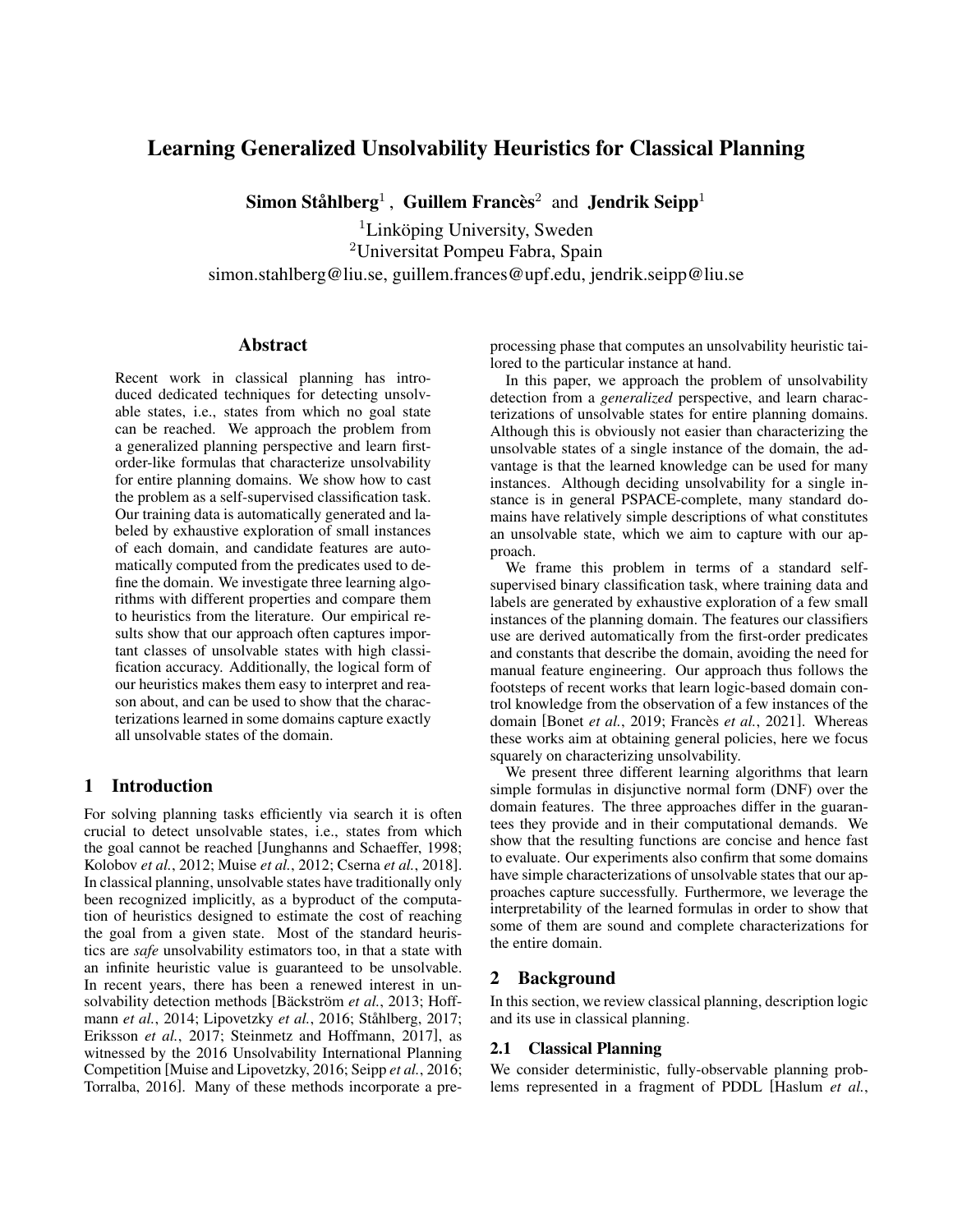# Learning Generalized Unsolvability Heuristics for Classical Planning

**Simon Ståhlberg**[1], **Guillem Francès**[2] and **Jendrik Seipp**[1]

[1]Linköping University, Sweden
[2]Universitat Pompeu Fabra, Spain
simon.stahlberg@liu.se, guillem.frances@upf.edu, jendrik.seipp@liu.se

## Abstract

Recent work in classical planning has introduced dedicated techniques for detecting unsolvable states, i.e., states from which no goal state can be reached. We approach the problem from a generalized planning perspective and learn first-order-like formulas that characterize unsolvability for entire planning domains. We show how to cast the problem as a self-supervised classification task. Our training data is automatically generated and labeled by exhaustive exploration of small instances of each domain, and candidate features are automatically computed from the predicates used to define the domain. We investigate three learning algorithms with different properties and compare them to heuristics from the literature. Our empirical results show that our approach often captures important classes of unsolvable states with high classification accuracy. Additionally, the logical form of our heuristics makes them easy to interpret and reason about, and can be used to show that the characterizations learned in some domains capture exactly all unsolvable states of the domain.

## 1 Introduction

For solving planning tasks efficiently via search it is often crucial to detect unsolvable states, i.e., states from which the goal cannot be reached [Junghanns and Schaeffer, 1998; Kolobov *et al.*, 2012; Muise *et al.*, 2012; Cserna *et al.*, 2018]. In classical planning, unsolvable states have traditionally only been recognized implicitly, as a byproduct of the computation of heuristics designed to estimate the cost of reaching the goal from a given state. Most of the standard heuristics are *safe* unsolvability estimators too, in that a state with an infinite heuristic value is guaranteed to be unsolvable. In recent years, there has been a renewed interest in unsolvability detection methods [Bäckström *et al.*, 2013; Hoffmann *et al.*, 2014; Lipovetzky *et al.*, 2016; Ståhlberg, 2017; Eriksson *et al.*, 2017; Steinmetz and Hoffmann, 2017], as witnessed by the 2016 Unsolvability International Planning Competition [Muise and Lipovetzky, 2016; Seipp *et al.*, 2016; Torralba, 2016]. Many of these methods incorporate a preprocessing phase that computes an unsolvability heuristic tailored to the particular instance at hand.

In this paper, we approach the problem of unsolvability detection from a *generalized* perspective, and learn characterizations of unsolvable states for entire planning domains. Although this is obviously not easier than characterizing the unsolvable states of a single instance of the domain, the advantage is that the learned knowledge can be used for many instances. Although deciding unsolvability for a single instance is in general PSPACE-complete, many standard domains have relatively simple descriptions of what constitutes an unsolvable state, which we aim to capture with our approach.

We frame this problem in terms of a standard self-supervised binary classification task, where training data and labels are generated by exhaustive exploration of a few small instances of the planning domain. The features our classifiers use are derived automatically from the first-order predicates and constants that describe the domain, avoiding the need for manual feature engineering. Our approach thus follows the footsteps of recent works that learn logic-based domain control knowledge from the observation of a few instances of the domain [Bonet *et al.*, 2019; Francès *et al.*, 2021]. Whereas these works aim at obtaining general policies, here we focus squarely on characterizing unsolvability.

We present three different learning algorithms that learn simple formulas in disjunctive normal form (DNF) over the domain features. The three approaches differ in the guarantees they provide and in their computational demands. We show that the resulting functions are concise and hence fast to evaluate. Our experiments also confirm that some domains have simple characterizations of unsolvable states that our approaches capture successfully. Furthermore, we leverage the interpretability of the learned formulas in order to show that some of them are sound and complete characterizations for the entire domain.

## 2 Background

In this section, we review classical planning, description logic and its use in classical planning.

### 2.1 Classical Planning

We consider deterministic, fully-observable planning problems represented in a fragment of PDDL [Haslum *et al.*,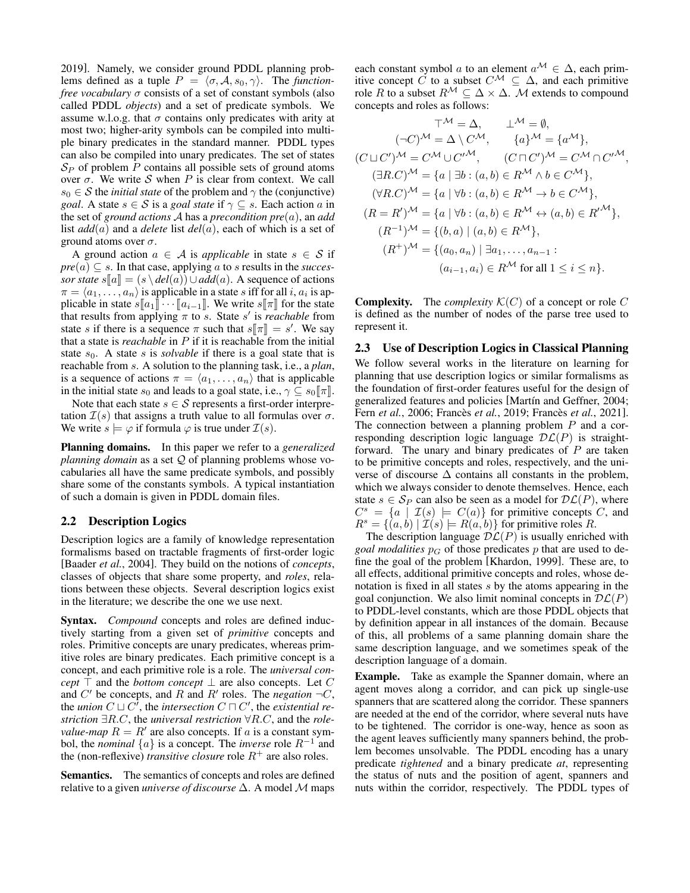2019]. Namely, we consider ground PDDL planning problems defined as a tuple $P = \langle \sigma, \mathcal{A}, s_0, \gamma \rangle$. The *function-free vocabulary* $\sigma$ consists of a set of constant symbols (also called PDDL *objects*) and a set of predicate symbols. We assume w.l.o.g. that $\sigma$ contains only predicates with arity at most two; higher-arity symbols can be compiled into multiple binary predicates in the standard manner. PDDL types can also be compiled into unary predicates. The set of states $\mathcal{S}_P$ of problem $P$ contains all possible sets of ground atoms over $\sigma$. We write $\mathcal{S}$ when $P$ is clear from context. We call $s_0 \in \mathcal{S}$ the *initial state* of the problem and $\gamma$ the (conjunctive) *goal*. A state $s \in \mathcal{S}$ is a *goal state* if $\gamma \subseteq s$. Each action $a$ in the set of *ground actions* $\mathcal{A}$ has a *precondition* $pre(a)$, an *add* list $add(a)$ and a *delete* list $del(a)$, each of which is a set of ground atoms over $\sigma$.

A ground action $a \in \mathcal{A}$ is *applicable* in state $s \in \mathcal{S}$ if $pre(a) \subseteq s$. In that case, applying $a$ to $s$ results in the *successor state* $s[\![a]\!] = (s \setminus del(a)) \cup add(a)$. A sequence of actions $\pi = \langle a_1, \ldots, a_n \rangle$ is applicable in a state $s$ iff for all $i$, $a_i$ is applicable in state $s[\![a_1]\!] \cdots [\![a_{i-1}]\!]$. We write $s[\![\pi]\!]$ for the state that results from applying $\pi$ to $s$. State $s'$ is *reachable* from state $s$ if there is a sequence $\pi$ such that $s[\![\pi]\!] = s'$. We say that a state is *reachable* in $P$ if it is reachable from the initial state $s_0$. A state $s$ is *solvable* if there is a goal state that is reachable from $s$. A solution to the planning task, i.e., a *plan*, is a sequence of actions $\pi = \langle a_1, \ldots, a_n \rangle$ that is applicable in the initial state $s_0$ and leads to a goal state, i.e., $\gamma \subseteq s_0[\![\pi]\!]$.

Note that each state $s \in \mathcal{S}$ represents a first-order interpretation $\mathcal{I}(s)$ that assigns a truth value to all formulas over $\sigma$. We write $s \models \varphi$ if formula $\varphi$ is true under $\mathcal{I}(s)$.

**Planning domains.** In this paper we refer to a *generalized planning domain* as a set $\mathcal{Q}$ of planning problems whose vocabularies all have the same predicate symbols, and possibly share some of the constants symbols. A typical instantiation of such a domain is given in PDDL domain files.

## 2.2 Description Logics

Description logics are a family of knowledge representation formalisms based on tractable fragments of first-order logic [Baader *et al.*, 2004]. They build on the notions of *concepts*, classes of objects that share some property, and *roles*, relations between these objects. Several description logics exist in the literature; we describe the one we use next.

**Syntax.** *Compound* concepts and roles are defined inductively starting from a given set of *primitive* concepts and roles. Primitive concepts are unary predicates, whereas primitive roles are binary predicates. Each primitive concept is a concept, and each primitive role is a role. The *universal concept* $\top$ and the *bottom concept* $\bot$ are also concepts. Let $C$ and $C'$ be concepts, and $R$ and $R'$ roles. The *negation* $\neg C$, the *union* $C \sqcup C'$, the *intersection* $C \sqcap C'$, the *existential restriction* $\exists R.C$, the *universal restriction* $\forall R.C$, and the *role-value-map* $R = R'$ are also concepts. If $a$ is a constant symbol, the *nominal* $\{a\}$ is a concept. The *inverse* role $R^{-1}$ and the (non-reflexive) *transitive closure* role $R^+$ are also roles.

**Semantics.** The semantics of concepts and roles are defined relative to a given *universe of discourse* $\Delta$. A model $\mathcal{M}$ maps each constant symbol $a$ to an element $a^{\mathcal{M}} \in \Delta$, each primitive concept $C$ to a subset $C^{\mathcal{M}} \subseteq \Delta$, and each primitive role $R$ to a subset $R^{\mathcal{M}} \subseteq \Delta \times \Delta$. $\mathcal{M}$ extends to compound concepts and roles as follows:

$$
\begin{aligned}
\top^{\mathcal{M}} &= \Delta, \qquad \bot^{\mathcal{M}} = \emptyset, \\
(\neg C)^{\mathcal{M}} &= \Delta \setminus C^{\mathcal{M}}, \qquad \{a\}^{\mathcal{M}} = \{a^{\mathcal{M}}\}, \\
(C \sqcup C')^{\mathcal{M}} &= C^{\mathcal{M}} \cup C'^{\mathcal{M}}, \qquad (C \sqcap C')^{\mathcal{M}} = C^{\mathcal{M}} \cap C'^{\mathcal{M}}, \\
(\exists R.C)^{\mathcal{M}} &= \{a \mid \exists b : (a,b) \in R^{\mathcal{M}} \wedge b \in C^{\mathcal{M}}\}, \\
(\forall R.C)^{\mathcal{M}} &= \{a \mid \forall b : (a,b) \in R^{\mathcal{M}} \rightarrow b \in C^{\mathcal{M}}\}, \\
(R = R')^{\mathcal{M}} &= \{a \mid \forall b : (a,b) \in R^{\mathcal{M}} \leftrightarrow (a,b) \in R'^{\mathcal{M}}\}, \\
(R^{-1})^{\mathcal{M}} &= \{(b,a) \mid (a,b) \in R^{\mathcal{M}}\}, \\
(R^{+})^{\mathcal{M}} &= \{(a_0, a_n) \mid \exists a_1, \ldots, a_{n-1} : \\
&\qquad (a_{i-1}, a_i) \in R^{\mathcal{M}} \text{ for all } 1 \leq i \leq n\}.
\end{aligned}
$$

**Complexity.** The *complexity* $\mathcal{K}(C)$ of a concept or role $C$ is defined as the number of nodes of the parse tree used to represent it.

## 2.3 Use of Description Logics in Classical Planning

We follow several works in the literature on learning for planning that use description logics or similar formalisms as the foundation of first-order features useful for the design of generalized features and policies [Martín and Geffner, 2004; Fern *et al.*, 2006; Francès *et al.*, 2019; Francès *et al.*, 2021]. The connection between a planning problem $P$ and a corresponding description logic language $\mathcal{DL}(P)$ is straightforward. The unary and binary predicates of $P$ are taken to be primitive concepts and roles, respectively, and the universe of discourse $\Delta$ contains all constants in the problem, which we always consider to denote themselves. Hence, each state $s \in \mathcal{S}_P$ can also be seen as a model for $\mathcal{DL}(P)$, where $C^s = \{a \mid \mathcal{I}(s) \models C(a)\}$ for primitive concepts $C$, and $R^s = \{(a,b) \mid \mathcal{I}(s) \models R(a,b)\}$ for primitive roles $R$.

The description language $\mathcal{DL}(P)$ is usually enriched with *goal modalities* $p_G$ of those predicates $p$ that are used to define the goal of the problem [Khardon, 1999]. These are, to all effects, additional primitive concepts and roles, whose denotation is fixed in all states $s$ by the atoms appearing in the goal conjunction. We also limit nominal concepts in $\mathcal{DL}(P)$ to PDDL-level constants, which are those PDDL objects that by definition appear in all instances of the domain. Because of this, all problems of a same planning domain share the same description language, and we sometimes speak of the description language of a domain.

**Example.** Take as example the Spanner domain, where an agent moves along a corridor, and can pick up single-use spanners that are scattered along the corridor. These spanners are needed at the end of the corridor, where several nuts have to be tightened. The corridor is one-way, hence as soon as the agent leaves sufficiently many spanners behind, the problem becomes unsolvable. The PDDL encoding has a unary predicate *tightened* and a binary predicate *at*, representing the status of nuts and the position of agent, spanners and nuts within the corridor, respectively. The PDDL types of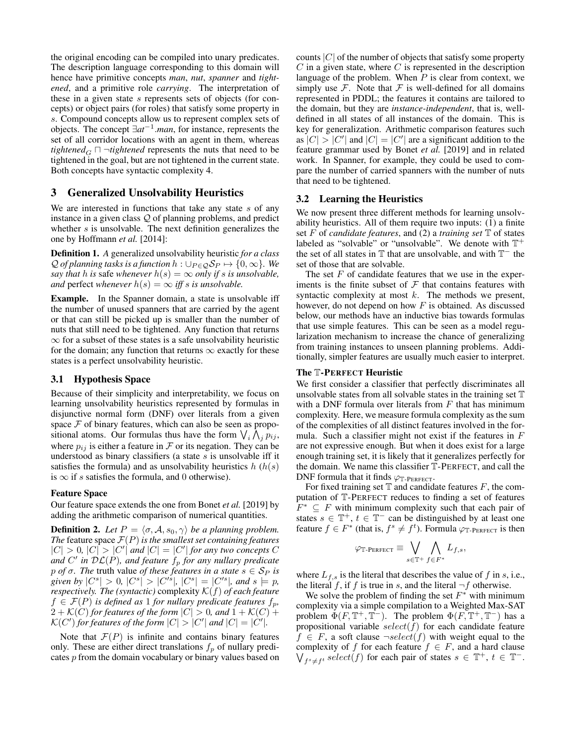the original encoding can be compiled into unary predicates. The description language corresponding to this domain will hence have primitive concepts *man*, *nut*, *spanner* and *tightened*, and a primitive role *carrying*. The interpretation of these in a given state $s$ represents sets of objects (for concepts) or object pairs (for roles) that satisfy some property in $s$. Compound concepts allow us to represent complex sets of objects. The concept $\exists at^{-1}.man$, for instance, represents the set of all corridor locations with an agent in them, whereas $tightened_G \sqcap \neg tightened$ represents the nuts that need to be tightened in the goal, but are not tightened in the current state. Both concepts have syntactic complexity 4.

## 3 Generalized Unsolvability Heuristics

We are interested in functions that take any state $s$ of any instance in a given class $\mathcal{Q}$ of planning problems, and predict whether $s$ is unsolvable. The next definition generalizes the one by Hoffmann *et al.* [2014]:

**Definition 1.** *A* generalized unsolvability heuristic *for a class $\mathcal{Q}$ of planning tasks is a function $h : \cup_{P \in \mathcal{Q}} \mathcal{S}_P \mapsto \{0, \infty\}$. We say that $h$ is* safe *whenever $h(s) = \infty$ only if $s$ is unsolvable, and* perfect *whenever $h(s) = \infty$ iff $s$ is unsolvable.*

**Example.** In the Spanner domain, a state is unsolvable iff the number of unused spanners that are carried by the agent or that can still be picked up is smaller than the number of nuts that still need to be tightened. Any function that returns $\infty$ for a subset of these states is a safe unsolvability heuristic for the domain; any function that returns $\infty$ exactly for these states is a perfect unsolvability heuristic.

### 3.1 Hypothesis Space

Because of their simplicity and interpretability, we focus on learning unsolvability heuristics represented by formulas in disjunctive normal form (DNF) over literals from a given space $\mathcal{F}$ of binary features, which can also be seen as propositional atoms. Our formulas thus have the form $\bigvee_i \bigwedge_j p_{ij}$, where $p_{ij}$ is either a feature in $\mathcal{F}$ or its negation. They can be understood as binary classifiers (a state $s$ is unsolvable iff it satisfies the formula) and as unsolvability heuristics $h$ ($h(s)$ is $\infty$ if $s$ satisfies the formula, and 0 otherwise).

#### Feature Space

Our feature space extends the one from Bonet *et al.* [2019] by adding the arithmetic comparison of numerical quantities.

**Definition 2.** *Let $P = \langle \sigma, \mathcal{A}, s_0, \gamma \rangle$ be a planning problem. The* feature space *$\mathcal{F}(P)$ is the smallest set containing features $|C| > 0$, $|C| > |C'|$ and $|C| = |C'|$ for any two concepts $C$ and $C'$ in $\mathcal{DL}(P)$, and feature $f_p$ for any nullary predicate $p$ of $\sigma$. The* truth value *of these features in a state $s \in \mathcal{S}_P$ is given by $|C^s| > 0$, $|C^s| > |C'^s|$, $|C^s| = |C'^s|$, and $s \models p$, respectively. The (syntactic)* complexity *$\mathcal{K}(f)$ of each feature $f \in \mathcal{F}(P)$ is defined as 1 for nullary predicate features $f_p$, $2 + \mathcal{K}(C)$ for features of the form $|C| > 0$, and $1 + \mathcal{K}(C) + \mathcal{K}(C')$ for features of the form $|C| > |C'|$ and $|C| = |C'|$.*

Note that $\mathcal{F}(P)$ is infinite and contains binary features only. These are either direct translations $f_p$ of nullary predicates $p$ from the domain vocabulary or binary values based on counts $|C|$ of the number of objects that satisfy some property $C$ in a given state, where $C$ is represented in the description language of the problem. When $P$ is clear from context, we simply use $\mathcal{F}$. Note that $\mathcal{F}$ is well-defined for all domains represented in PDDL; the features it contains are tailored to the domain, but they are *instance-independent*, that is, well-defined in all states of all instances of the domain. This is key for generalization. Arithmetic comparison features such as $|C| > |C'|$ and $|C| = |C'|$ are a significant addition to the feature grammar used by Bonet *et al.* [2019] and in related work. In Spanner, for example, they could be used to compare the number of carried spanners with the number of nuts that need to be tightened.

### 3.2 Learning the Heuristics

We now present three different methods for learning unsolvability heuristics. All of them require two inputs: (1) a finite set $F$ of *candidate features*, and (2) a *training set* $\mathbb{T}$ of states labeled as "solvable" or "unsolvable". We denote with $\mathbb{T}^+$ the set of all states in $\mathbb{T}$ that are unsolvable, and with $\mathbb{T}^-$ the set of those that are solvable.

The set $F$ of candidate features that we use in the experiments is the finite subset of $\mathcal{F}$ that contains features with syntactic complexity at most $k$. The methods we present, however, do not depend on how $F$ is obtained. As discussed below, our methods have an inductive bias towards formulas that use simple features. This can be seen as a model regularization mechanism to increase the chance of generalizing from training instances to unseen planning problems. Additionally, simpler features are usually much easier to interpret.

#### The $\mathbb{T}$-PERFECT Heuristic

We first consider a classifier that perfectly discriminates all unsolvable states from all solvable states in the training set $\mathbb{T}$ with a DNF formula over literals from $F$ that has minimum complexity. Here, we measure formula complexity as the sum of the complexities of all distinct features involved in the formula. Such a classifier might not exist if the features in $F$ are not expressive enough. But when it does exist for a large enough training set, it is likely that it generalizes perfectly for the domain. We name this classifier $\mathbb{T}$-PERFECT, and call the DNF formula that it finds $\varphi_{\mathbb{T}\text{-PERFECT}}$.

For fixed training set $\mathbb{T}$ and candidate features $F$, the computation of $\mathbb{T}$-PERFECT reduces to finding a set of features $F^* \subseteq F$ with minimum complexity such that each pair of states $s \in \mathbb{T}^+$, $t \in \mathbb{T}^-$ can be distinguished by at least one feature $f \in F^*$ (that is, $f^s \neq f^t$). Formula $\varphi_{\mathbb{T}\text{-PERFECT}}$ is then

$$\varphi_{\mathbb{T}\text{-PERFECT}} \equiv \bigvee_{s \in \mathbb{T}^+} \bigwedge_{f \in F^*} L_{f,s},$$

where $L_{f,s}$ is the literal that describes the value of $f$ in $s$, i.e., the literal $f$, if $f$ is true in $s$, and the literal $\neg f$ otherwise.

We solve the problem of finding the set $F^*$ with minimum complexity via a simple compilation to a Weighted Max-SAT problem $\Phi(F, \mathbb{T}^+, \mathbb{T}^-)$. The problem $\Phi(F, \mathbb{T}^+, \mathbb{T}^-)$ has a propositional variable $select(f)$ for each candidate feature $f \in F$, a soft clause $\neg select(f)$ with weight equal to the complexity of $f$ for each feature $f \in F$, and a hard clause $\bigvee_{f^s \neq f^t} select(f)$ for each pair of states $s \in \mathbb{T}^+$, $t \in \mathbb{T}^-$.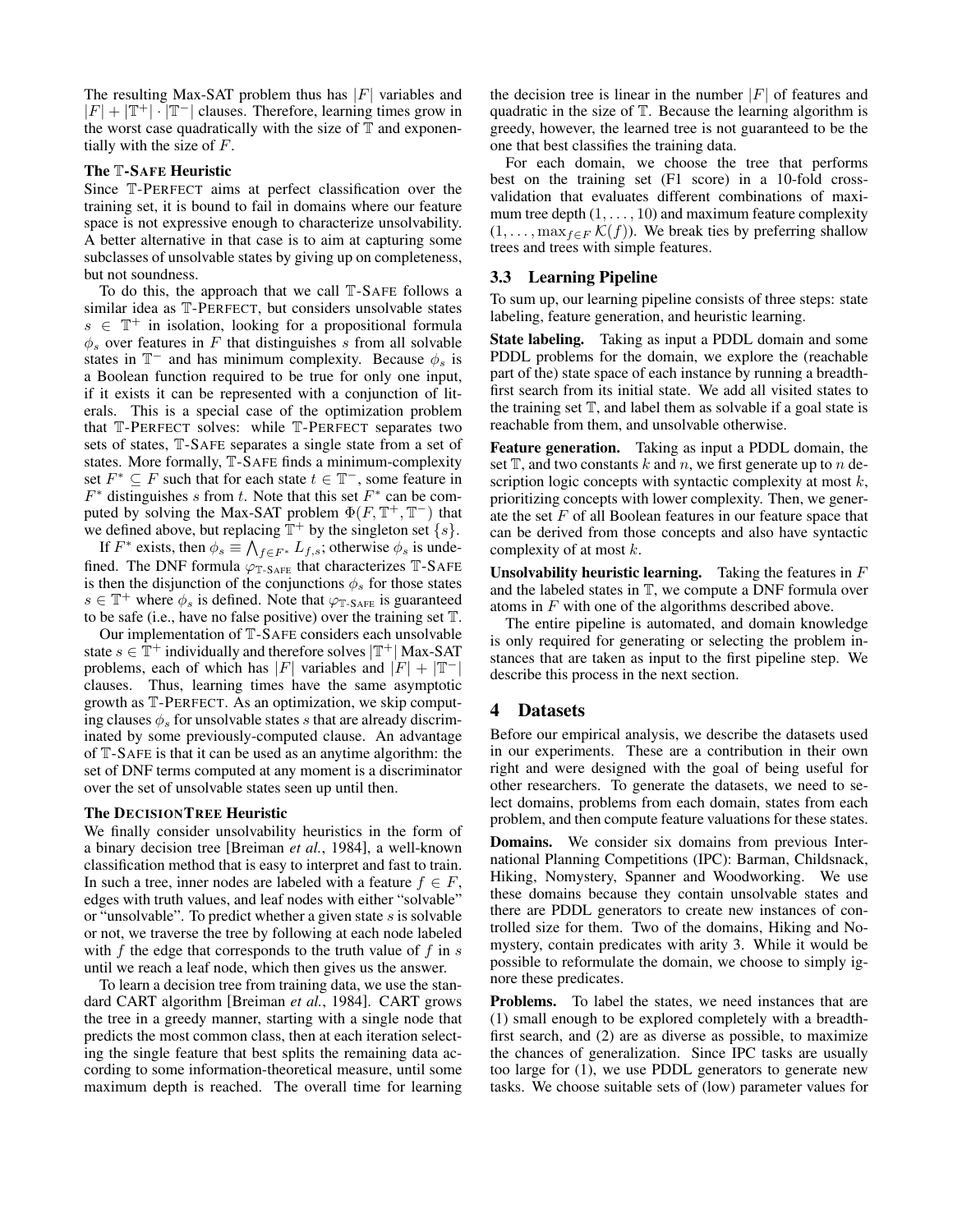The resulting Max-SAT problem thus has $|F|$ variables and $|F| + |\mathbb{T}^+| \cdot |\mathbb{T}^-|$ clauses. Therefore, learning times grow in the worst case quadratically with the size of $\mathbb{T}$ and exponentially with the size of $F$.

### The $\mathbb{T}$-SAFE Heuristic

Since $\mathbb{T}$-PERFECT aims at perfect classification over the training set, it is bound to fail in domains where our feature space is not expressive enough to characterize unsolvability. A better alternative in that case is to aim at capturing some subclasses of unsolvable states by giving up on completeness, but not soundness.

To do this, the approach that we call $\mathbb{T}$-SAFE follows a similar idea as $\mathbb{T}$-PERFECT, but considers unsolvable states $s \in \mathbb{T}^+$ in isolation, looking for a propositional formula $\phi_s$ over features in $F$ that distinguishes $s$ from all solvable states in $\mathbb{T}^-$ and has minimum complexity. Because $\phi_s$ is a Boolean function required to be true for only one input, if it exists it can be represented with a conjunction of literals. This is a special case of the optimization problem that $\mathbb{T}$-PERFECT solves: while $\mathbb{T}$-PERFECT separates two sets of states, $\mathbb{T}$-SAFE separates a single state from a set of states. More formally, $\mathbb{T}$-SAFE finds a minimum-complexity set $F^* \subseteq F$ such that for each state $t \in \mathbb{T}^-$, some feature in $F^*$ distinguishes $s$ from $t$. Note that this set $F^*$ can be computed by solving the Max-SAT problem $\Phi(F, \mathbb{T}^+, \mathbb{T}^-)$ that we defined above, but replacing $\mathbb{T}^+$ by the singleton set $\{s\}$.

If $F^*$ exists, then $\phi_s \equiv \bigwedge_{f \in F^*} L_{f,s}$; otherwise $\phi_s$ is undefined. The DNF formula $\varphi_{\mathbb{T}\text{-SAFE}}$ that characterizes $\mathbb{T}$-SAFE is then the disjunction of the conjunctions $\phi_s$ for those states $s \in \mathbb{T}^+$ where $\phi_s$ is defined. Note that $\varphi_{\mathbb{T}\text{-SAFE}}$ is guaranteed to be safe (i.e., have no false positive) over the training set $\mathbb{T}$.

Our implementation of $\mathbb{T}$-SAFE considers each unsolvable state $s \in \mathbb{T}^+$ individually and therefore solves $|\mathbb{T}^+|$ Max-SAT problems, each of which has $|F|$ variables and $|F| + |\mathbb{T}^-|$ clauses. Thus, learning times have the same asymptotic growth as $\mathbb{T}$-PERFECT. As an optimization, we skip computing clauses $\phi_s$ for unsolvable states $s$ that are already discriminated by some previously-computed clause. An advantage of $\mathbb{T}$-SAFE is that it can be used as an anytime algorithm: the set of DNF terms computed at any moment is a discriminator over the set of unsolvable states seen up until then.

### The DECISIONTREE Heuristic

We finally consider unsolvability heuristics in the form of a binary decision tree [Breiman *et al.*, 1984], a well-known classification method that is easy to interpret and fast to train. In such a tree, inner nodes are labeled with a feature $f \in F$, edges with truth values, and leaf nodes with either "solvable" or "unsolvable". To predict whether a given state $s$ is solvable or not, we traverse the tree by following at each node labeled with $f$ the edge that corresponds to the truth value of $f$ in $s$ until we reach a leaf node, which then gives us the answer.

To learn a decision tree from training data, we use the standard CART algorithm [Breiman *et al.*, 1984]. CART grows the tree in a greedy manner, starting with a single node that predicts the most common class, then at each iteration selecting the single feature that best splits the remaining data according to some information-theoretical measure, until some maximum depth is reached. The overall time for learning the decision tree is linear in the number $|F|$ of features and quadratic in the size of $\mathbb{T}$. Because the learning algorithm is greedy, however, the learned tree is not guaranteed to be the one that best classifies the training data.

For each domain, we choose the tree that performs best on the training set (F1 score) in a 10-fold cross-validation that evaluates different combinations of maximum tree depth $(1, \ldots, 10)$ and maximum feature complexity $(1, \ldots, \max_{f \in F} \mathcal{K}(f))$. We break ties by preferring shallow trees and trees with simple features.

## 3.3 Learning Pipeline

To sum up, our learning pipeline consists of three steps: state labeling, feature generation, and heuristic learning.

**State labeling.** Taking as input a PDDL domain and some PDDL problems for the domain, we explore the (reachable part of the) state space of each instance by running a breadth-first search from its initial state. We add all visited states to the training set $\mathbb{T}$, and label them as solvable if a goal state is reachable from them, and unsolvable otherwise.

**Feature generation.** Taking as input a PDDL domain, the set $\mathbb{T}$, and two constants $k$ and $n$, we first generate up to $n$ description logic concepts with syntactic complexity at most $k$, prioritizing concepts with lower complexity. Then, we generate the set $F$ of all Boolean features in our feature space that can be derived from those concepts and also have syntactic complexity of at most $k$.

**Unsolvability heuristic learning.** Taking the features in $F$ and the labeled states in $\mathbb{T}$, we compute a DNF formula over atoms in $F$ with one of the algorithms described above.

The entire pipeline is automated, and domain knowledge is only required for generating or selecting the problem instances that are taken as input to the first pipeline step. We describe this process in the next section.

# 4 Datasets

Before our empirical analysis, we describe the datasets used in our experiments. These are a contribution in their own right and were designed with the goal of being useful for other researchers. To generate the datasets, we need to select domains, problems from each domain, states from each problem, and then compute feature valuations for these states.

**Domains.** We consider six domains from previous International Planning Competitions (IPC): Barman, Childsnack, Hiking, Nomystery, Spanner and Woodworking. We use these domains because they contain unsolvable states and there are PDDL generators to create new instances of controlled size for them. Two of the domains, Hiking and Nomystery, contain predicates with arity 3. While it would be possible to reformulate the domain, we choose to simply ignore these predicates.

**Problems.** To label the states, we need instances that are (1) small enough to be explored completely with a breadth-first search, and (2) are as diverse as possible, to maximize the chances of generalization. Since IPC tasks are usually too large for (1), we use PDDL generators to generate new tasks. We choose suitable sets of (low) parameter values for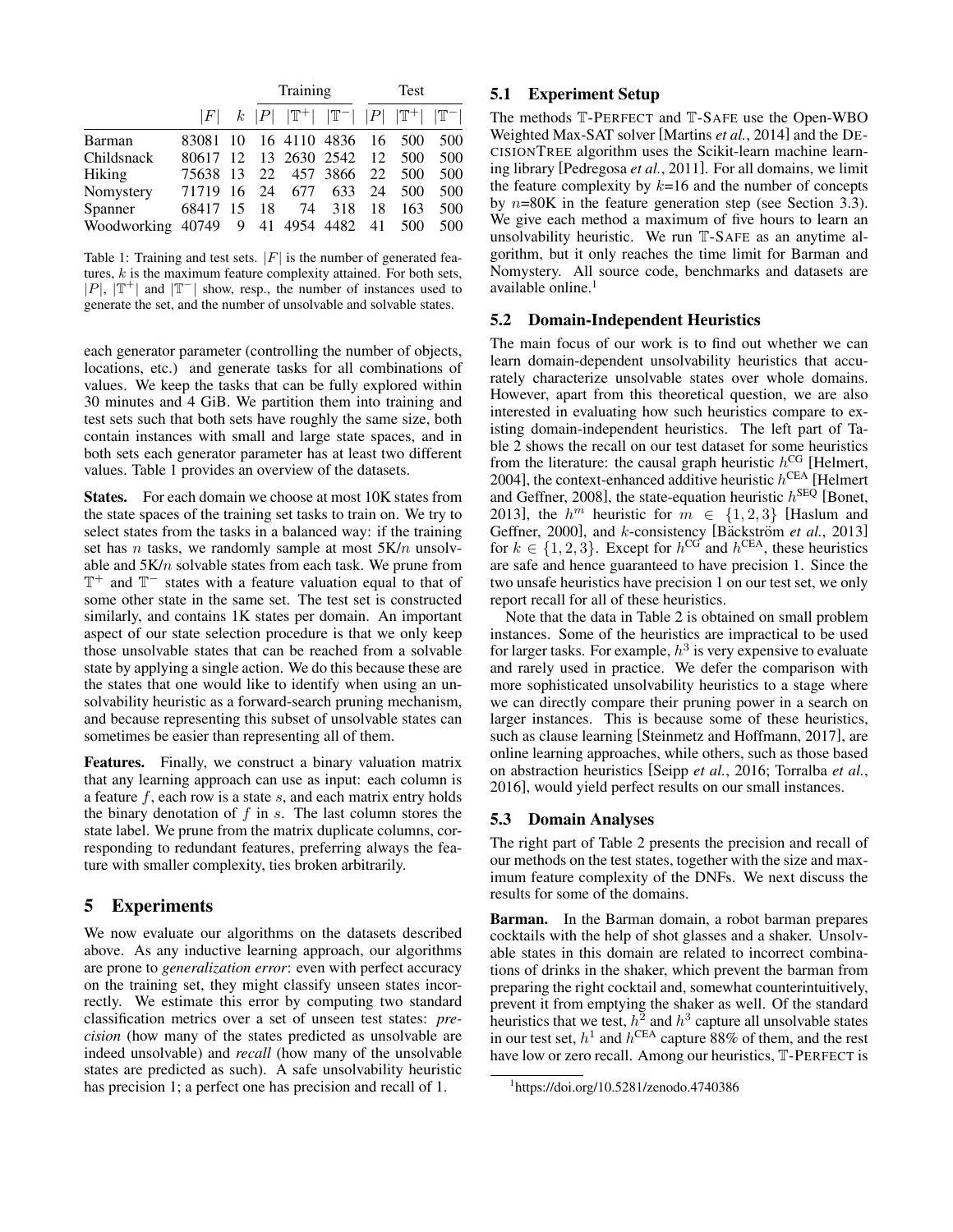| | | | Training | | | Test | | |
|---|---|---|---|---|---|---|---|---|
| | $\|F\|$ | $k$ | $\|P\|$ | $\|\mathbb{T}^+\|$ | $\|\mathbb{T}^-\|$ | $\|P\|$ | $\|\mathbb{T}^+\|$ | $\|\mathbb{T}^-\|$ |
| Barman | 83081 | 10 | 16 | 4110 | 4836 | 16 | 500 | 500 |
| Childsnack | 80617 | 12 | 13 | 2630 | 2542 | 12 | 500 | 500 |
| Hiking | 75638 | 13 | 22 | 457 | 3866 | 22 | 500 | 500 |
| Nomystery | 71719 | 16 | 24 | 677 | 633 | 24 | 500 | 500 |
| Spanner | 68417 | 15 | 18 | 74 | 318 | 18 | 163 | 500 |
| Woodworking | 40749 | 9 | 41 | 4954 | 4482 | 41 | 500 | 500 |

Table 1: Training and test sets. $|F|$ is the number of generated features, $k$ is the maximum feature complexity attained. For both sets, $|P|$, $|\mathbb{T}^+|$ and $|\mathbb{T}^-|$ show, resp., the number of instances used to generate the set, and the number of unsolvable and solvable states.

each generator parameter (controlling the number of objects, locations, etc.) and generate tasks for all combinations of values. We keep the tasks that can be fully explored within 30 minutes and 4 GiB. We partition them into training and test sets such that both sets have roughly the same size, both contain instances with small and large state spaces, and in both sets each generator parameter has at least two different values. Table 1 provides an overview of the datasets.

**States.** For each domain we choose at most 10K states from the state spaces of the training set tasks to train on. We try to select states from the tasks in a balanced way: if the training set has $n$ tasks, we randomly sample at most 5K/$n$ unsolvable and 5K/$n$ solvable states from each task. We prune from $\mathbb{T}^+$ and $\mathbb{T}^-$ states with a feature valuation equal to that of some other state in the same set. The test set is constructed similarly, and contains 1K states per domain. An important aspect of our state selection procedure is that we only keep those unsolvable states that can be reached from a solvable state by applying a single action. We do this because these are the states that one would like to identify when using an unsolvability heuristic as a forward-search pruning mechanism, and because representing this subset of unsolvable states can sometimes be easier than representing all of them.

**Features.** Finally, we construct a binary valuation matrix that any learning approach can use as input: each column is a feature $f$, each row is a state $s$, and each matrix entry holds the binary denotation of $f$ in $s$. The last column stores the state label. We prune from the matrix duplicate columns, corresponding to redundant features, preferring always the feature with smaller complexity, ties broken arbitrarily.

# 5 Experiments

We now evaluate our algorithms on the datasets described above. As any inductive learning approach, our algorithms are prone to *generalization error*: even with perfect accuracy on the training set, they might classify unseen states incorrectly. We estimate this error by computing two standard classification metrics over a set of unseen test states: *precision* (how many of the states predicted as unsolvable are indeed unsolvable) and *recall* (how many of the unsolvable states are predicted as such). A safe unsolvability heuristic has precision 1; a perfect one has precision and recall of 1.

## 5.1 Experiment Setup

The methods $\mathbb{T}$-PERFECT and $\mathbb{T}$-SAFE use the Open-WBO Weighted Max-SAT solver [Martins *et al.*, 2014] and the DECISIONTREE algorithm uses the Scikit-learn machine learning library [Pedregosa *et al.*, 2011]. For all domains, we limit the feature complexity by $k$=16 and the number of concepts by $n$=80K in the feature generation step (see Section 3.3). We give each method a maximum of five hours to learn an unsolvability heuristic. We run $\mathbb{T}$-SAFE as an anytime algorithm, but it only reaches the time limit for Barman and Nomystery. All source code, benchmarks and datasets are available online.[1]

## 5.2 Domain-Independent Heuristics

The main focus of our work is to find out whether we can learn domain-dependent unsolvability heuristics that accurately characterize unsolvable states over whole domains. However, apart from this theoretical question, we are also interested in evaluating how such heuristics compare to existing domain-independent heuristics. The left part of Table 2 shows the recall on our test dataset for some heuristics from the literature: the causal graph heuristic $h^{\mathrm{CG}}$ [Helmert, 2004], the context-enhanced additive heuristic $h^{\mathrm{CEA}}$ [Helmert and Geffner, 2008], the state-equation heuristic $h^{\mathrm{SEQ}}$ [Bonet, 2013], the $h^m$ heuristic for $m \in \{1, 2, 3\}$ [Haslum and Geffner, 2000], and $k$-consistency [Bäckström *et al.*, 2013] for $k \in \{1, 2, 3\}$. Except for $h^{\mathrm{CG}}$ and $h^{\mathrm{CEA}}$, these heuristics are safe and hence guaranteed to have precision 1. Since the two unsafe heuristics have precision 1 on our test set, we only report recall for all of these heuristics.

Note that the data in Table 2 is obtained on small problem instances. Some of the heuristics are impractical to be used for larger tasks. For example, $h^3$ is very expensive to evaluate and rarely used in practice. We defer the comparison with more sophisticated unsolvability heuristics to a stage where we can directly compare their pruning power in a search on larger instances. This is because some of these heuristics, such as clause learning [Steinmetz and Hoffmann, 2017], are online learning approaches, while others, such as those based on abstraction heuristics [Seipp *et al.*, 2016; Torralba *et al.*, 2016], would yield perfect results on our small instances.

## 5.3 Domain Analyses

The right part of Table 2 presents the precision and recall of our methods on the test states, together with the size and maximum feature complexity of the DNFs. We next discuss the results for some of the domains.

**Barman.** In the Barman domain, a robot barman prepares cocktails with the help of shot glasses and a shaker. Unsolvable states in this domain are related to incorrect combinations of drinks in the shaker, which prevent the barman from preparing the right cocktail and, somewhat counterintuitively, prevent it from emptying the shaker as well. Of the standard heuristics that we test, $h^2$ and $h^3$ capture all unsolvable states in our test set, $h^1$ and $h^{\mathrm{CEA}}$ capture 88% of them, and the rest have low or zero recall. Among our heuristics, $\mathbb{T}$-PERFECT is

[1] https://doi.org/10.5281/zenodo.4740386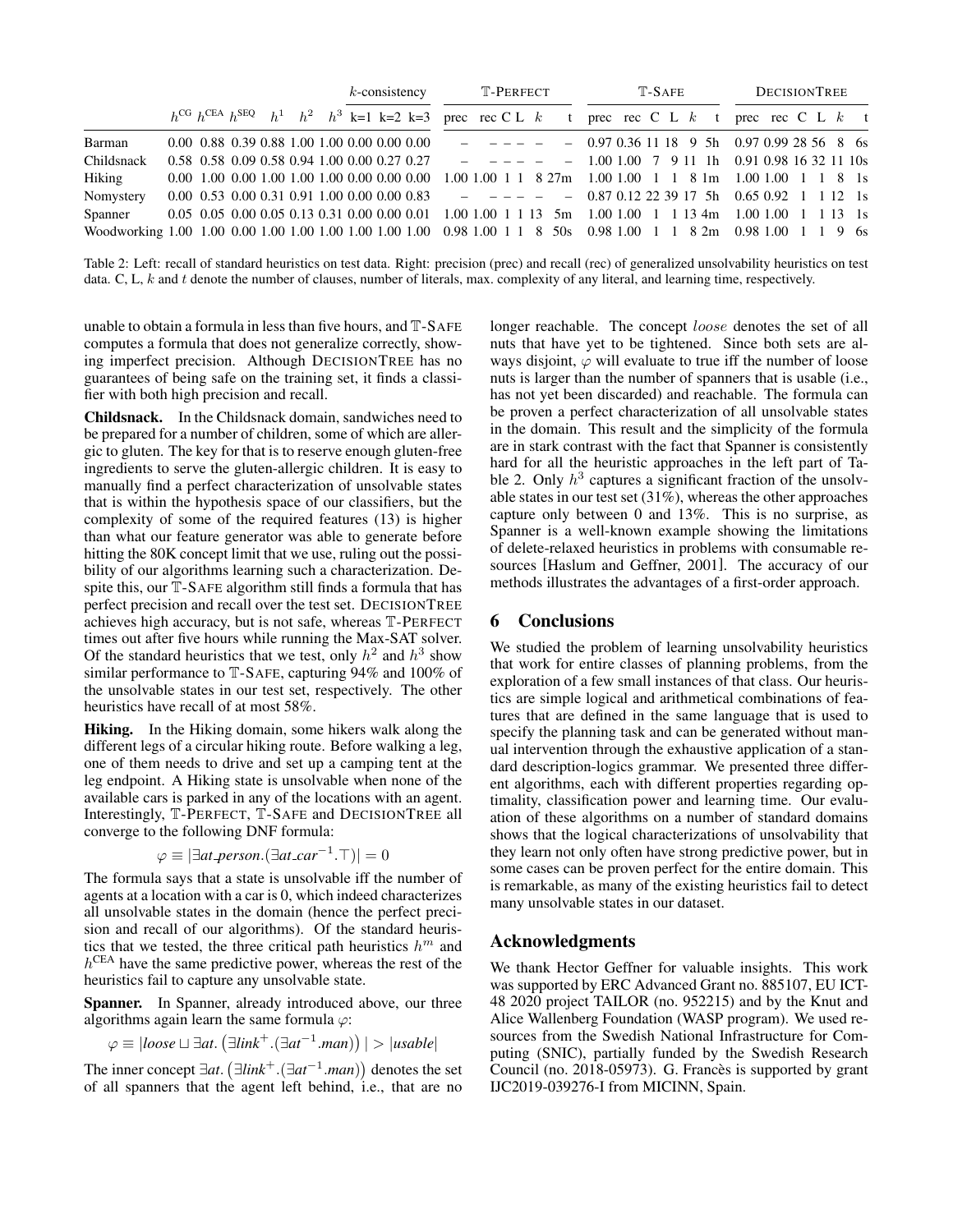| | $h^{CG}$ | $h^{CEA}$ | $h^{SEQ}$ | $h^1$ | $h^2$ | $h^3$ | $k$-consistency k=1 | k=2 | k=3 | $\mathbb{T}$-PERFECT prec | rec | C | L | $k$ | t | $\mathbb{T}$-SAFE prec | rec | C | L | $k$ | t | DECISIONTREE prec | rec | C | L | $k$ | t |
|---|---|---|---|---|---|---|---|---|---|---|---|---|---|---|---|---|---|---|---|---|---|---|---|---|---|---|---|
| Barman | 0.00 | 0.88 | 0.39 | 0.88 | 1.00 | 1.00 | 0.00 | 0.00 | 0.00 | – | – | – | – | – | – | 0.97 | 0.36 | 11 | 18 | 9 | 5h | 0.97 | 0.99 | 28 | 56 | 8 | 6s |
| Childsnack | 0.58 | 0.58 | 0.09 | 0.58 | 0.94 | 1.00 | 0.00 | 0.27 | 0.27 | – | – | – | – | – | – | 1.00 | 1.00 | 7 | 9 | 11 | 1h | 0.91 | 0.98 | 16 | 32 | 11 | 10s |
| Hiking | 0.00 | 1.00 | 0.00 | 1.00 | 1.00 | 1.00 | 0.00 | 0.00 | 0.00 | 1.00 | 1.00 | 1 | 1 | 8 | 27m | 1.00 | 1.00 | 1 | 1 | 8 | 1m | 1.00 | 1.00 | 1 | 1 | 8 | 1s |
| Nomystery | 0.00 | 0.53 | 0.00 | 0.31 | 0.91 | 1.00 | 0.00 | 0.00 | 0.83 | – | – | – | – | – | – | 0.87 | 0.12 | 22 | 39 | 17 | 5h | 0.65 | 0.92 | 1 | 1 | 12 | 1s |
| Spanner | 0.05 | 0.05 | 0.00 | 0.05 | 0.13 | 0.31 | 0.00 | 0.00 | 0.01 | 1.00 | 1.00 | 1 | 1 | 13 | 5m | 1.00 | 1.00 | 1 | 1 | 13 | 4m | 1.00 | 1.00 | 1 | 1 | 13 | 1s |
| Woodworking | 1.00 | 1.00 | 0.00 | 1.00 | 1.00 | 1.00 | 1.00 | 1.00 | 1.00 | 0.98 | 1.00 | 1 | 1 | 8 | 50s | 0.98 | 1.00 | 1 | 1 | 8 | 2m | 0.98 | 1.00 | 1 | 1 | 9 | 6s |

Table 2: Left: recall of standard heuristics on test data. Right: precision (prec) and recall (rec) of generalized unsolvability heuristics on test data. C, L, $k$ and $t$ denote the number of clauses, number of literals, max. complexity of any literal, and learning time, respectively.

unable to obtain a formula in less than five hours, and $\mathbb{T}$-SAFE computes a formula that does not generalize correctly, showing imperfect precision. Although DECISIONTREE has no guarantees of being safe on the training set, it finds a classifier with both high precision and recall.

**Childsnack.** In the Childsnack domain, sandwiches need to be prepared for a number of children, some of which are allergic to gluten. The key for that is to reserve enough gluten-free ingredients to serve the gluten-allergic children. It is easy to manually find a perfect characterization of unsolvable states that is within the hypothesis space of our classifiers, but the complexity of some of the required features (13) is higher than what our feature generator was able to generate before hitting the 80K concept limit that we use, ruling out the possibility of our algorithms learning such a characterization. Despite this, our $\mathbb{T}$-SAFE algorithm still finds a formula that has perfect precision and recall over the test set. DECISIONTREE achieves high accuracy, but is not safe, whereas $\mathbb{T}$-PERFECT times out after five hours while running the Max-SAT solver. Of the standard heuristics that we test, only $h^2$ and $h^3$ show similar performance to $\mathbb{T}$-SAFE, capturing 94% and 100% of the unsolvable states in our test set, respectively. The other heuristics have recall of at most 58%.

**Hiking.** In the Hiking domain, some hikers walk along the different legs of a circular hiking route. Before walking a leg, one of them needs to drive and set up a camping tent at the leg endpoint. A Hiking state is unsolvable when none of the available cars is parked in any of the locations with an agent. Interestingly, $\mathbb{T}$-PERFECT, $\mathbb{T}$-SAFE and DECISIONTREE all converge to the following DNF formula:

$$\varphi \equiv |\exists at\_person.(\exists at\_car^{-1}.\top)| = 0$$

The formula says that a state is unsolvable iff the number of agents at a location with a car is 0, which indeed characterizes all unsolvable states in the domain (hence the perfect precision and recall of our algorithms). Of the standard heuristics that we tested, the three critical path heuristics $h^m$ and $h^{CEA}$ have the same predictive power, whereas the rest of the heuristics fail to capture any unsolvable state.

**Spanner.** In Spanner, already introduced above, our three algorithms again learn the same formula $\varphi$:

$$\varphi \equiv |loose \sqcup \exists at.\left(\exists link^{+}.(\exists at^{-1}.man)\right)| > |usable|$$

The inner concept $\exists at.\left(\exists link^{+}.(\exists at^{-1}.man)\right)$ denotes the set of all spanners that the agent left behind, i.e., that are no longer reachable. The concept *loose* denotes the set of all nuts that have yet to be tightened. Since both sets are always disjoint, $\varphi$ will evaluate to true iff the number of loose nuts is larger than the number of spanners that is usable (i.e., has not yet been discarded) and reachable. The formula can be proven a perfect characterization of all unsolvable states in the domain. This result and the simplicity of the formula are in stark contrast with the fact that Spanner is consistently hard for all the heuristic approaches in the left part of Table 2. Only $h^3$ captures a significant fraction of the unsolvable states in our test set (31%), whereas the other approaches capture only between 0 and 13%. This is no surprise, as Spanner is a well-known example showing the limitations of delete-relaxed heuristics in problems with consumable resources [Haslum and Geffner, 2001]. The accuracy of our methods illustrates the advantages of a first-order approach.

## 6 Conclusions

We studied the problem of learning unsolvability heuristics that work for entire classes of planning problems, from the exploration of a few small instances of that class. Our heuristics are simple logical and arithmetical combinations of features that are defined in the same language that is used to specify the planning task and can be generated without manual intervention through the exhaustive application of a standard description-logics grammar. We presented three different algorithms, each with different properties regarding optimality, classification power and learning time. Our evaluation of these algorithms on a number of standard domains shows that the logical characterizations of unsolvability that they learn not only often have strong predictive power, but in some cases can be proven perfect for the entire domain. This is remarkable, as many of the existing heuristics fail to detect many unsolvable states in our dataset.

## Acknowledgments

We thank Hector Geffner for valuable insights. This work was supported by ERC Advanced Grant no. 885107, EU ICT-48 2020 project TAILOR (no. 952215) and by the Knut and Alice Wallenberg Foundation (WASP program). We used resources from the Swedish National Infrastructure for Computing (SNIC), partially funded by the Swedish Research Council (no. 2018-05973). G. Francès is supported by grant IJC2019-039276-I from MICINN, Spain.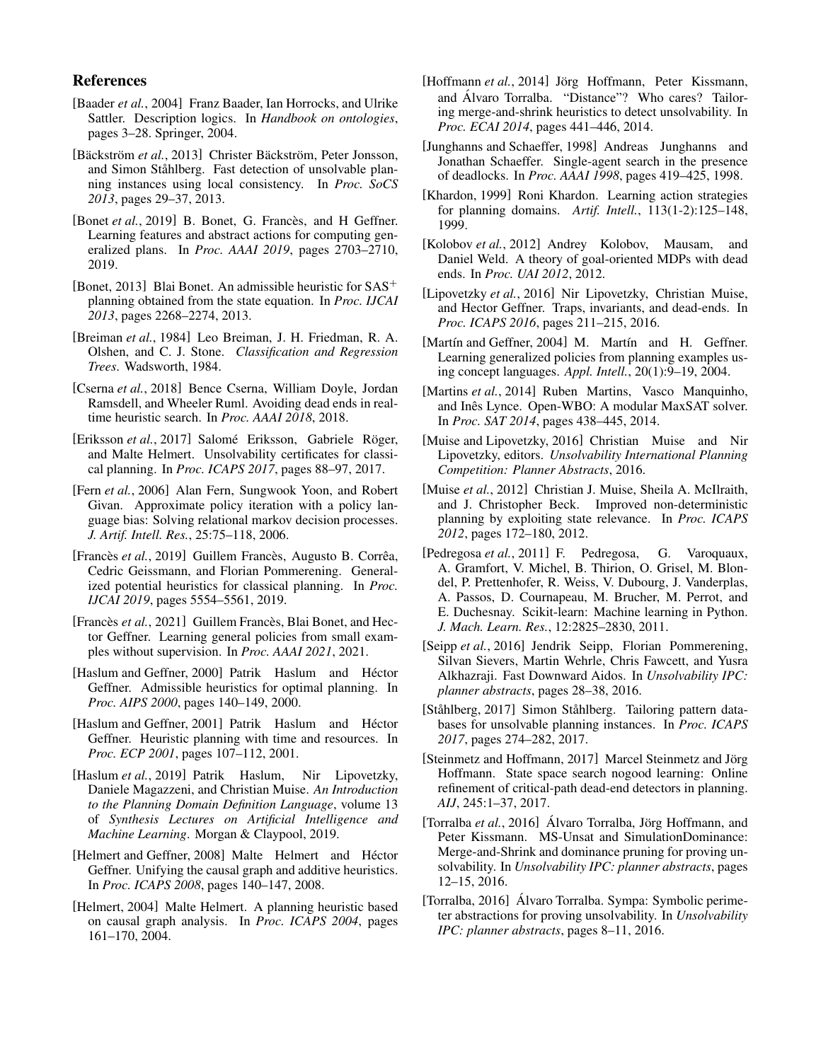## References

[Baader *et al.*, 2004] Franz Baader, Ian Horrocks, and Ulrike Sattler. Description logics. In *Handbook on ontologies*, pages 3–28. Springer, 2004.

[Bäckström *et al.*, 2013] Christer Bäckström, Peter Jonsson, and Simon Ståhlberg. Fast detection of unsolvable planning instances using local consistency. In *Proc. SoCS 2013*, pages 29–37, 2013.

[Bonet *et al.*, 2019] B. Bonet, G. Francès, and H Geffner. Learning features and abstract actions for computing generalized plans. In *Proc. AAAI 2019*, pages 2703–2710, 2019.

[Bonet, 2013] Blai Bonet. An admissible heuristic for $SAS^+$ planning obtained from the state equation. In *Proc. IJCAI 2013*, pages 2268–2274, 2013.

[Breiman *et al.*, 1984] Leo Breiman, J. H. Friedman, R. A. Olshen, and C. J. Stone. *Classification and Regression Trees*. Wadsworth, 1984.

[Cserna *et al.*, 2018] Bence Cserna, William Doyle, Jordan Ramsdell, and Wheeler Ruml. Avoiding dead ends in real-time heuristic search. In *Proc. AAAI 2018*, 2018.

[Eriksson *et al.*, 2017] Salomé Eriksson, Gabriele Röger, and Malte Helmert. Unsolvability certificates for classical planning. In *Proc. ICAPS 2017*, pages 88–97, 2017.

[Fern *et al.*, 2006] Alan Fern, Sungwook Yoon, and Robert Givan. Approximate policy iteration with a policy language bias: Solving relational markov decision processes. *J. Artif. Intell. Res.*, 25:75–118, 2006.

[Francès *et al.*, 2019] Guillem Francès, Augusto B. Corrêa, Cedric Geissmann, and Florian Pommerening. Generalized potential heuristics for classical planning. In *Proc. IJCAI 2019*, pages 5554–5561, 2019.

[Francès *et al.*, 2021] Guillem Francès, Blai Bonet, and Hector Geffner. Learning general policies from small examples without supervision. In *Proc. AAAI 2021*, 2021.

[Haslum and Geffner, 2000] Patrik Haslum and Héctor Geffner. Admissible heuristics for optimal planning. In *Proc. AIPS 2000*, pages 140–149, 2000.

[Haslum and Geffner, 2001] Patrik Haslum and Héctor Geffner. Heuristic planning with time and resources. In *Proc. ECP 2001*, pages 107–112, 2001.

[Haslum *et al.*, 2019] Patrik Haslum, Nir Lipovetzky, Daniele Magazzeni, and Christian Muise. *An Introduction to the Planning Domain Definition Language*, volume 13 of *Synthesis Lectures on Artificial Intelligence and Machine Learning*. Morgan & Claypool, 2019.

[Helmert and Geffner, 2008] Malte Helmert and Héctor Geffner. Unifying the causal graph and additive heuristics. In *Proc. ICAPS 2008*, pages 140–147, 2008.

[Helmert, 2004] Malte Helmert. A planning heuristic based on causal graph analysis. In *Proc. ICAPS 2004*, pages 161–170, 2004.

[Hoffmann *et al.*, 2014] Jörg Hoffmann, Peter Kissmann, and Álvaro Torralba. "Distance"? Who cares? Tailoring merge-and-shrink heuristics to detect unsolvability. In *Proc. ECAI 2014*, pages 441–446, 2014.

[Junghanns and Schaeffer, 1998] Andreas Junghanns and Jonathan Schaeffer. Single-agent search in the presence of deadlocks. In *Proc. AAAI 1998*, pages 419–425, 1998.

[Khardon, 1999] Roni Khardon. Learning action strategies for planning domains. *Artif. Intell.*, 113(1-2):125–148, 1999.

[Kolobov *et al.*, 2012] Andrey Kolobov, Mausam, and Daniel Weld. A theory of goal-oriented MDPs with dead ends. In *Proc. UAI 2012*, 2012.

[Lipovetzky *et al.*, 2016] Nir Lipovetzky, Christian Muise, and Hector Geffner. Traps, invariants, and dead-ends. In *Proc. ICAPS 2016*, pages 211–215, 2016.

[Martín and Geffner, 2004] M. Martín and H. Geffner. Learning generalized policies from planning examples using concept languages. *Appl. Intell.*, 20(1):9–19, 2004.

[Martins *et al.*, 2014] Ruben Martins, Vasco Manquinho, and Inês Lynce. Open-WBO: A modular MaxSAT solver. In *Proc. SAT 2014*, pages 438–445, 2014.

[Muise and Lipovetzky, 2016] Christian Muise and Nir Lipovetzky, editors. *Unsolvability International Planning Competition: Planner Abstracts*, 2016.

[Muise *et al.*, 2012] Christian J. Muise, Sheila A. McIlraith, and J. Christopher Beck. Improved non-deterministic planning by exploiting state relevance. In *Proc. ICAPS 2012*, pages 172–180, 2012.

[Pedregosa *et al.*, 2011] F. Pedregosa, G. Varoquaux, A. Gramfort, V. Michel, B. Thirion, O. Grisel, M. Blondel, P. Prettenhofer, R. Weiss, V. Dubourg, J. Vanderplas, A. Passos, D. Cournapeau, M. Brucher, M. Perrot, and E. Duchesnay. Scikit-learn: Machine learning in Python. *J. Mach. Learn. Res.*, 12:2825–2830, 2011.

[Seipp *et al.*, 2016] Jendrik Seipp, Florian Pommerening, Silvan Sievers, Martin Wehrle, Chris Fawcett, and Yusra Alkhazraji. Fast Downward Aidos. In *Unsolvability IPC: planner abstracts*, pages 28–38, 2016.

[Ståhlberg, 2017] Simon Ståhlberg. Tailoring pattern databases for unsolvable planning instances. In *Proc. ICAPS 2017*, pages 274–282, 2017.

[Steinmetz and Hoffmann, 2017] Marcel Steinmetz and Jörg Hoffmann. State space search nogood learning: Online refinement of critical-path dead-end detectors in planning. *AIJ*, 245:1–37, 2017.

[Torralba *et al.*, 2016] Álvaro Torralba, Jörg Hoffmann, and Peter Kissmann. MS-Unsat and SimulationDominance: Merge-and-Shrink and dominance pruning for proving unsolvability. In *Unsolvability IPC: planner abstracts*, pages 12–15, 2016.

[Torralba, 2016] Álvaro Torralba. Sympa: Symbolic perimeter abstractions for proving unsolvability. In *Unsolvability IPC: planner abstracts*, pages 8–11, 2016.